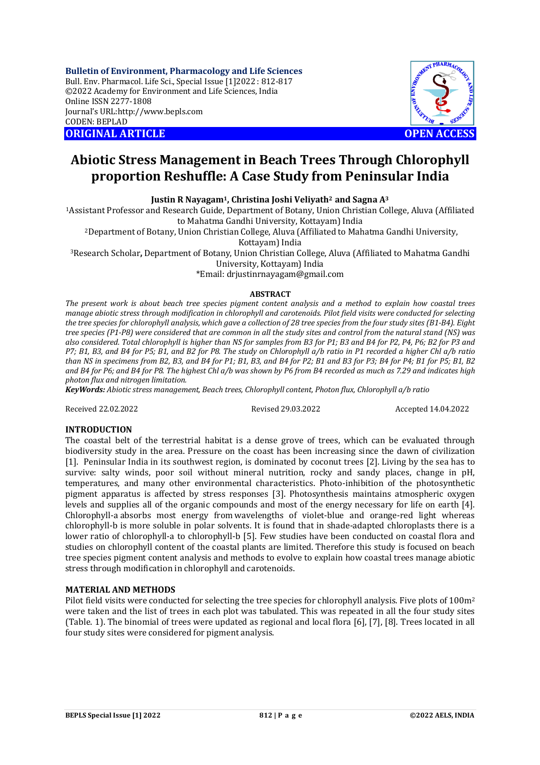**ORIGINAL ARTICLE** **OPEN ACCESS**

# Abiotic Stress Management in Beach Trees Through Chlorophyll proportion Reshuffle: A Case Study from Peninsular India

**Justin R Nayagam[1], Christina Joshi Veliyath[2] and Sagna A[3]**

[1]Assistant Professor and Research Guide, Department of Botany, Union Christian College, Aluva (Affiliated to Mahatma Gandhi University, Kottayam) India

[2]Department of Botany, Union Christian College, Aluva (Affiliated to Mahatma Gandhi University, Kottayam) India

[3]Research Scholar, Department of Botany, Union Christian College, Aluva (Affiliated to Mahatma Gandhi University, Kottayam) India

*Email: drjustinrnayagam@gmail.com

## ABSTRACT

*The present work is about beach tree species pigment content analysis and a method to explain how coastal trees manage abiotic stress through modification in chlorophyll and carotenoids. Pilot field visits were conducted for selecting the tree species for chlorophyll analysis, which gave a collection of 28 tree species from the four study sites (B1-B4). Eight tree species (P1-P8) were considered that are common in all the study sites and control from the natural stand (NS) was also considered. Total chlorophyll is higher than NS for samples from B3 for P1; B3 and B4 for P2, P4, P6; B2 for P3 and P7; B1, B3, and B4 for P5; B1, and B2 for P8. The study on Chlorophyll a/b ratio in P1 recorded a higher Chl a/b ratio than NS in specimens from B2, B3, and B4 for P1; B1, B3, and B4 for P2; B1 and B3 for P3; B4 for P4; B1 for P5; B1, B2 and B4 for P6; and B4 for P8. The highest Chl a/b was shown by P6 from B4 recorded as much as 7.29 and indicates high photon flux and nitrogen limitation.*

***KeyWords:** Abiotic stress management, Beach trees, Chlorophyll content, Photon flux, Chlorophyll a/b ratio*

Received 22.02.2022 Revised 29.03.2022 Accepted 14.04.2022

## INTRODUCTION

The coastal belt of the terrestrial habitat is a dense grove of trees, which can be evaluated through biodiversity study in the area. Pressure on the coast has been increasing since the dawn of civilization [1]. Peninsular India in its southwest region, is dominated by coconut trees [2]. Living by the sea has to survive: salty winds, poor soil without mineral nutrition, rocky and sandy places, change in pH, temperatures, and many other environmental characteristics. Photo-inhibition of the photosynthetic pigment apparatus is affected by stress responses [3]. Photosynthesis maintains atmospheric oxygen levels and supplies all of the organic compounds and most of the energy necessary for life on earth [4]. Chlorophyll-a absorbs most energy from wavelengths of violet-blue and orange-red light whereas chlorophyll-b is more soluble in polar solvents. It is found that in shade-adapted chloroplasts there is a lower ratio of chlorophyll-a to chlorophyll-b [5]. Few studies have been conducted on coastal flora and studies on chlorophyll content of the coastal plants are limited. Therefore this study is focused on beach tree species pigment content analysis and methods to evolve to explain how coastal trees manage abiotic stress through modification in chlorophyll and carotenoids.

## MATERIAL AND METHODS

Pilot field visits were conducted for selecting the tree species for chlorophyll analysis. Five plots of 100m$^2$ were taken and the list of trees in each plot was tabulated. This was repeated in all the four study sites (Table. 1). The binomial of trees were updated as regional and local flora [6], [7], [8]. Trees located in all four study sites were considered for pigment analysis.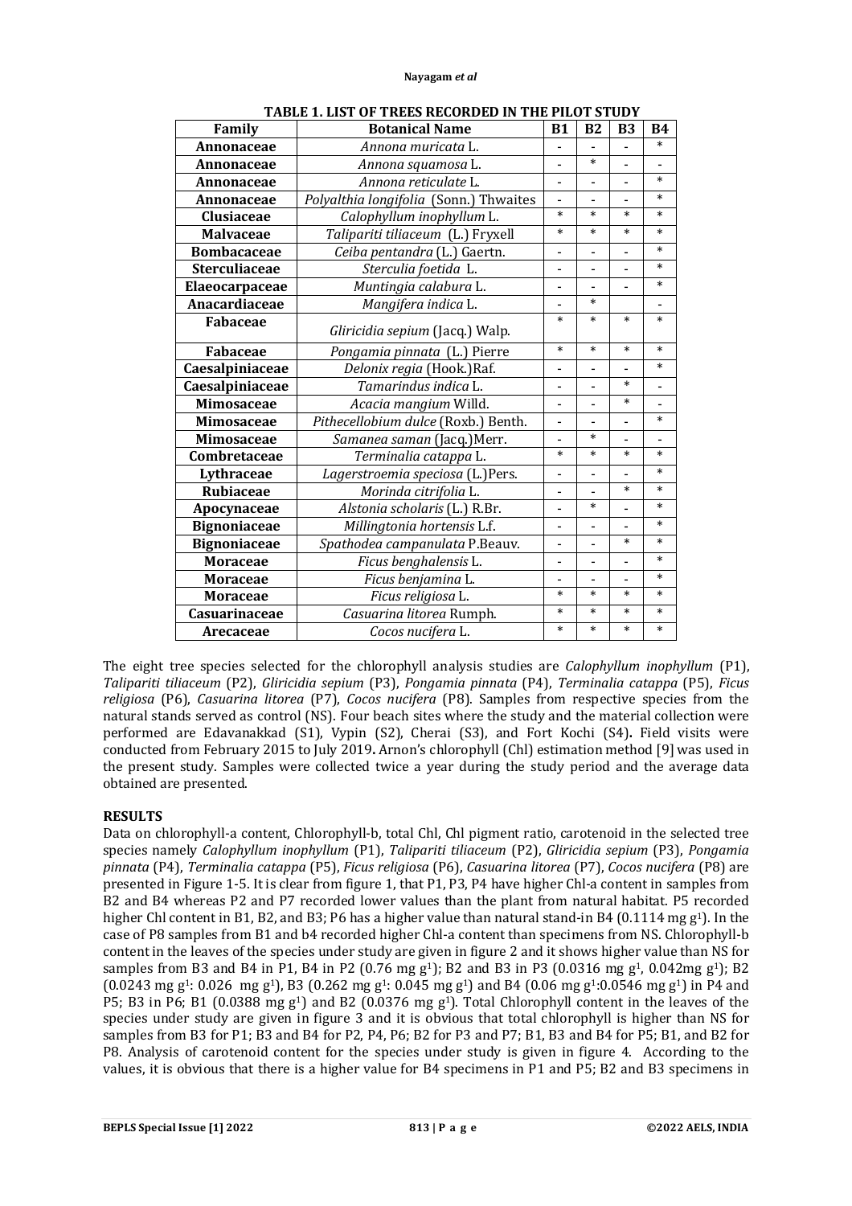**TABLE 1. LIST OF TREES RECORDED IN THE PILOT STUDY**

| Family | Botanical Name | B1 | B2 | B3 | B4 |
|---|---|---|---|---|---|
| **Annonaceae** | *Annona muricata* L. | - | - | - | * |
| **Annonaceae** | *Annona squamosa* L. | - | * | - | - |
| **Annonaceae** | *Annona reticulate* L. | - | - | - | * |
| **Annonaceae** | *Polyalthia longifolia* (Sonn.) Thwaites | - | - | - | * |
| **Clusiaceae** | *Calophyllum inophyllum* L. | * | * | * | * |
| **Malvaceae** | *Talipariti tiliaceum* (L.) Fryxell | * | * | * | * |
| **Bombacaceae** | *Ceiba pentandra* (L.) Gaertn. | - | - | - | * |
| **Sterculiaceae** | *Sterculia foetida* L. | - | - | - | * |
| **Elaeocarpaceae** | *Muntingia calabura* L. | - | - | - | * |
| **Anacardiaceae** | *Mangifera indica* L. | - | * | | - |
| **Fabaceae** | *Gliricidia sepium* (Jacq.) Walp. | * | * | * | * |
| **Fabaceae** | *Pongamia pinnata* (L.) Pierre | * | * | * | * |
| **Caesalpiniaceae** | *Delonix regia* (Hook.)Raf. | - | - | - | * |
| **Caesalpiniaceae** | *Tamarindus indica* L. | - | - | * | - |
| **Mimosaceae** | *Acacia mangium* Willd. | - | - | * | - |
| **Mimosaceae** | *Pithecellobium dulce* (Roxb.) Benth. | - | - | - | * |
| **Mimosaceae** | *Samanea saman* (Jacq.)Merr. | - | * | - | - |
| **Combretaceae** | *Terminalia catappa* L. | * | * | * | * |
| **Lythraceae** | *Lagerstroemia speciosa* (L.)Pers. | - | - | - | * |
| **Rubiaceae** | *Morinda citrifolia* L. | - | - | * | * |
| **Apocynaceae** | *Alstonia scholaris* (L.) R.Br. | - | * | - | * |
| **Bignoniaceae** | *Millingtonia hortensis* L.f. | - | - | - | * |
| **Bignoniaceae** | *Spathodea campanulata* P.Beauv. | - | - | * | * |
| **Moraceae** | *Ficus benghalensis* L. | - | - | - | * |
| **Moraceae** | *Ficus benjamina* L. | - | - | - | * |
| **Moraceae** | *Ficus religiosa* L. | * | * | * | * |
| **Casuarinaceae** | *Casuarina litorea* Rumph. | * | * | * | * |
| **Arecaceae** | *Cocos nucifera* L. | * | * | * | * |

The eight tree species selected for the chlorophyll analysis studies are *Calophyllum inophyllum* (P1), *Talipariti tiliaceum* (P2), *Gliricidia sepium* (P3), *Pongamia pinnata* (P4), *Terminalia catappa* (P5), *Ficus religiosa* (P6), *Casuarina litorea* (P7), *Cocos nucifera* (P8). Samples from respective species from the natural stands served as control (NS). Four beach sites where the study and the material collection were performed are Edavanakkad (S1), Vypin (S2), Cherai (S3), and Fort Kochi (S4). Field visits were conducted from February 2015 to July 2019. Arnon's chlorophyll (Chl) estimation method [9] was used in the present study. Samples were collected twice a year during the study period and the average data obtained are presented.

## RESULTS

Data on chlorophyll-a content, Chlorophyll-b, total Chl, Chl pigment ratio, carotenoid in the selected tree species namely *Calophyllum inophyllum* (P1), *Talipariti tiliaceum* (P2), *Gliricidia sepium* (P3), *Pongamia pinnata* (P4), *Terminalia catappa* (P5), *Ficus religiosa* (P6), *Casuarina litorea* (P7), *Cocos nucifera* (P8) are presented in Figure 1-5. It is clear from figure 1, that P1, P3, P4 have higher Chl-a content in samples from B2 and B4 whereas P2 and P7 recorded lower values than the plant from natural habitat. P5 recorded higher Chl content in B1, B2, and B3; P6 has a higher value than natural stand-in B4 (0.1114 mg $g^1$). In the case of P8 samples from B1 and b4 recorded higher Chl-a content than specimens from NS. Chlorophyll-b content in the leaves of the species under study are given in figure 2 and it shows higher value than NS for samples from B3 and B4 in P1, B4 in P2 (0.76 mg $g^1$); B2 and B3 in P3 (0.0316 mg $g^1$, 0.042mg $g^1$); B2 (0.0243 mg $g^1$: 0.026 mg $g^1$), B3 (0.262 mg $g^1$: 0.045 mg $g^1$) and B4 (0.06 mg $g^1$:0.0546 mg $g^1$) in P4 and P5; B3 in P6; B1 (0.0388 mg $g^1$) and B2 (0.0376 mg $g^1$). Total Chlorophyll content in the leaves of the species under study are given in figure 3 and it is obvious that total chlorophyll is higher than NS for samples from B3 for P1; B3 and B4 for P2, P4, P6; B2 for P3 and P7; B1, B3 and B4 for P5; B1, and B2 for P8. Analysis of carotenoid content for the species under study is given in figure 4. According to the values, it is obvious that there is a higher value for B4 specimens in P1 and P5; B2 and B3 specimens in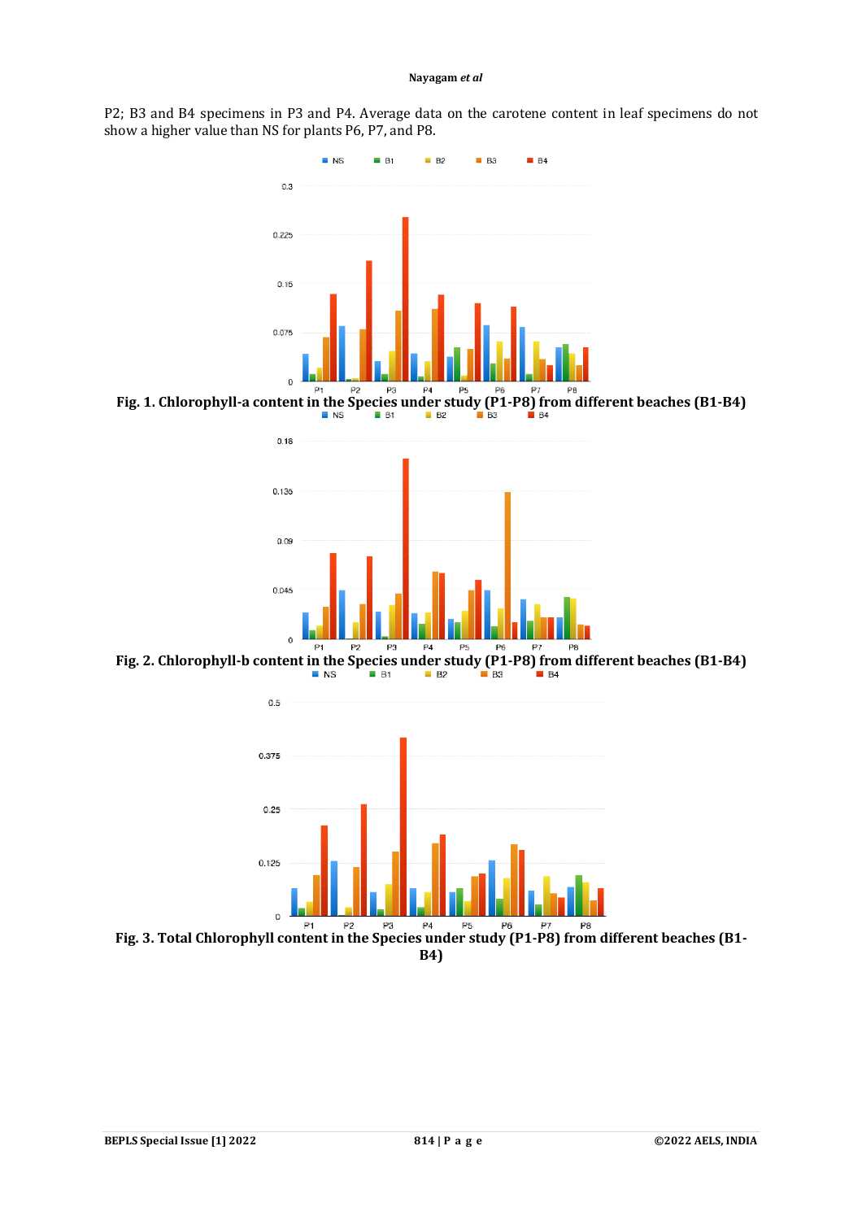P2; B3 and B4 specimens in P3 and P4. Average data on the carotene content in leaf specimens do not show a higher value than NS for plants P6, P7, and P8.

**Fig. 1. Chlorophyll-a content in the Species under study (P1-P8) from different beaches (B1-B4)**

**Fig. 2. Chlorophyll-b content in the Species under study (P1-P8) from different beaches (B1-B4)**

**Fig. 3. Total Chlorophyll content in the Species under study (P1-P8) from different beaches (B1-B4)**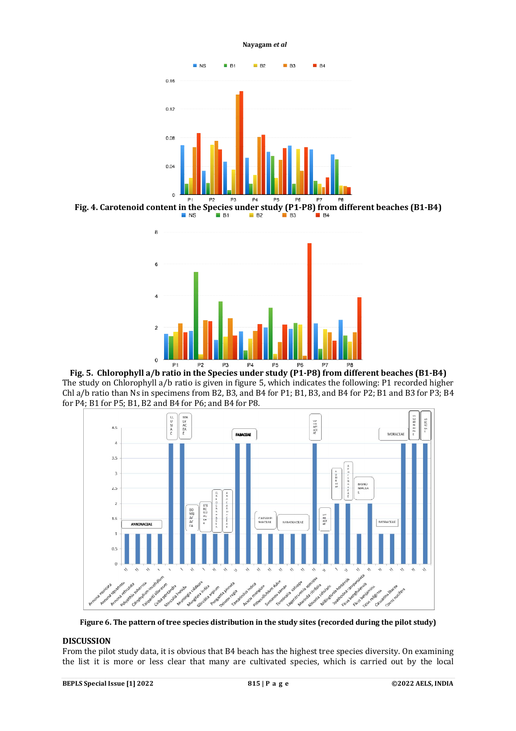**Fig. 4. Carotenoid content in the Species under study (P1-P8) from different beaches (B1-B4)**

**Fig. 5. Chlorophyll a/b ratio in the Species under study (P1-P8) from different beaches (B1-B4)**

The study on Chlorophyll a/b ratio is given in figure 5, which indicates the following: P1 recorded higher Chl a/b ratio than Ns in specimens from B2, B3, and B4 for P1; B1, B3, and B4 for P2; B1 and B3 for P3; B4 for P4; B1 for P5; B1, B2 and B4 for P6; and B4 for P8.

**Figure 6. The pattern of tree species distribution in the study sites (recorded during the pilot study)**

## DISCUSSION

From the pilot study data, it is obvious that B4 beach has the highest tree species diversity. On examining the list it is more or less clear that many are cultivated species, which is carried out by the local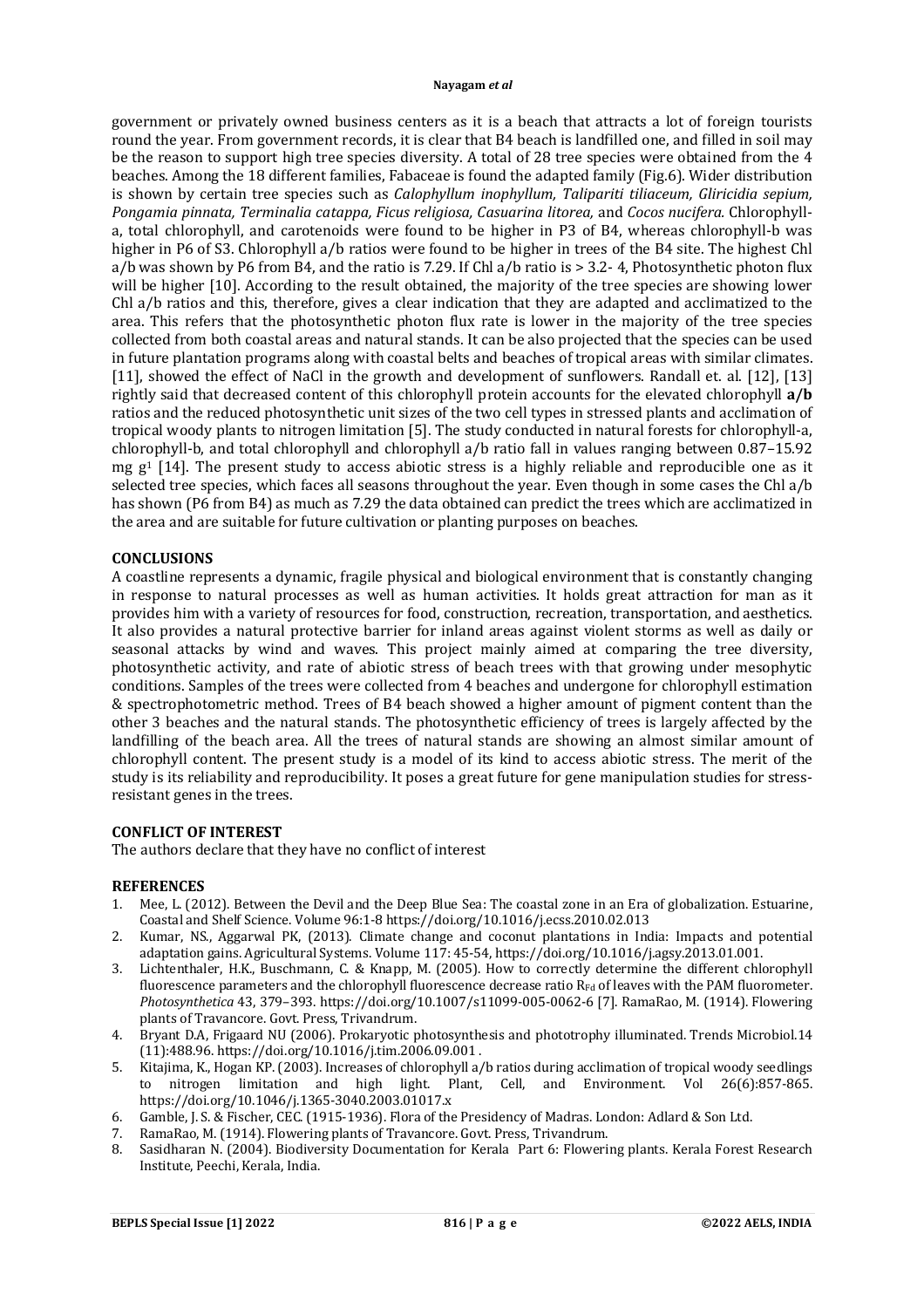government or privately owned business centers as it is a beach that attracts a lot of foreign tourists round the year. From government records, it is clear that B4 beach is landfilled one, and filled in soil may be the reason to support high tree species diversity. A total of 28 tree species were obtained from the 4 beaches. Among the 18 different families, Fabaceae is found the adapted family (Fig.6). Wider distribution is shown by certain tree species such as *Calophyllum inophyllum, Talipariti tiliaceum, Gliricidia sepium, Pongamia pinnata, Terminalia catappa, Ficus religiosa, Casuarina litorea,* and *Cocos nucifera.* Chlorophyll-a, total chlorophyll, and carotenoids were found to be higher in P3 of B4, whereas chlorophyll-b was higher in P6 of S3. Chlorophyll a/b ratios were found to be higher in trees of the B4 site. The highest Chl a/b was shown by P6 from B4, and the ratio is 7.29. If Chl a/b ratio is > 3.2- 4, Photosynthetic photon flux will be higher [10]. According to the result obtained, the majority of the tree species are showing lower Chl a/b ratios and this, therefore, gives a clear indication that they are adapted and acclimatized to the area. This refers that the photosynthetic photon flux rate is lower in the majority of the tree species collected from both coastal areas and natural stands. It can be also projected that the species can be used in future plantation programs along with coastal belts and beaches of tropical areas with similar climates. [11], showed the effect of NaCl in the growth and development of sunflowers. Randall et. al. [12], [13] rightly said that decreased content of this chlorophyll protein accounts for the elevated chlorophyll **a/b** ratios and the reduced photosynthetic unit sizes of the two cell types in stressed plants and acclimation of tropical woody plants to nitrogen limitation [5]. The study conducted in natural forests for chlorophyll-a, chlorophyll-b, and total chlorophyll and chlorophyll a/b ratio fall in values ranging between 0.87–15.92 mg $g^{1}$ [14]. The present study to access abiotic stress is a highly reliable and reproducible one as it selected tree species, which faces all seasons throughout the year. Even though in some cases the Chl a/b has shown (P6 from B4) as much as 7.29 the data obtained can predict the trees which are acclimatized in the area and are suitable for future cultivation or planting purposes on beaches.

## CONCLUSIONS

A coastline represents a dynamic, fragile physical and biological environment that is constantly changing in response to natural processes as well as human activities. It holds great attraction for man as it provides him with a variety of resources for food, construction, recreation, transportation, and aesthetics. It also provides a natural protective barrier for inland areas against violent storms as well as daily or seasonal attacks by wind and waves. This project mainly aimed at comparing the tree diversity, photosynthetic activity, and rate of abiotic stress of beach trees with that growing under mesophytic conditions. Samples of the trees were collected from 4 beaches and undergone for chlorophyll estimation & spectrophotometric method. Trees of B4 beach showed a higher amount of pigment content than the other 3 beaches and the natural stands. The photosynthetic efficiency of trees is largely affected by the landfilling of the beach area. All the trees of natural stands are showing an almost similar amount of chlorophyll content. The present study is a model of its kind to access abiotic stress. The merit of the study is its reliability and reproducibility. It poses a great future for gene manipulation studies for stress-resistant genes in the trees.

## CONFLICT OF INTEREST

The authors declare that they have no conflict of interest

## REFERENCES

1. Mee, L. (2012). Between the Devil and the Deep Blue Sea: The coastal zone in an Era of globalization. Estuarine, Coastal and Shelf Science. Volume 96:1-8 https://doi.org/10.1016/j.ecss.2010.02.013
2. Kumar, NS., Aggarwal PK, (2013). Climate change and coconut plantations in India: Impacts and potential adaptation gains. Agricultural Systems. Volume 117: 45-54, https://doi.org/10.1016/j.agsy.2013.01.001.
3. Lichtenthaler, H.K., Buschmann, C. & Knapp, M. (2005). How to correctly determine the different chlorophyll fluorescence parameters and the chlorophyll fluorescence decrease ratio $R_{Fd}$ of leaves with the PAM fluorometer. *Photosynthetica* 43, 379–393. https://doi.org/10.1007/s11099-005-0062-6 [7]. RamaRao, M. (1914). Flowering plants of Travancore. Govt. Press, Trivandrum.
4. Bryant D.A, Frigaard NU (2006). Prokaryotic photosynthesis and phototrophy illuminated. Trends Microbiol.14 (11):488.96. https://doi.org/10.1016/j.tim.2006.09.001 .
5. Kitajima, K., Hogan KP. (2003). Increases of chlorophyll a/b ratios during acclimation of tropical woody seedlings to nitrogen limitation and high light. Plant, Cell, and Environment. Vol 26(6):857-865. https://doi.org/10.1046/j.1365-3040.2003.01017.x
6. Gamble, J. S. & Fischer, CEC. (1915-1936). Flora of the Presidency of Madras. London: Adlard & Son Ltd.
7. RamaRao, M. (1914). Flowering plants of Travancore. Govt. Press, Trivandrum.
8. Sasidharan N. (2004). Biodiversity Documentation for Kerala Part 6: Flowering plants. Kerala Forest Research Institute, Peechi, Kerala, India.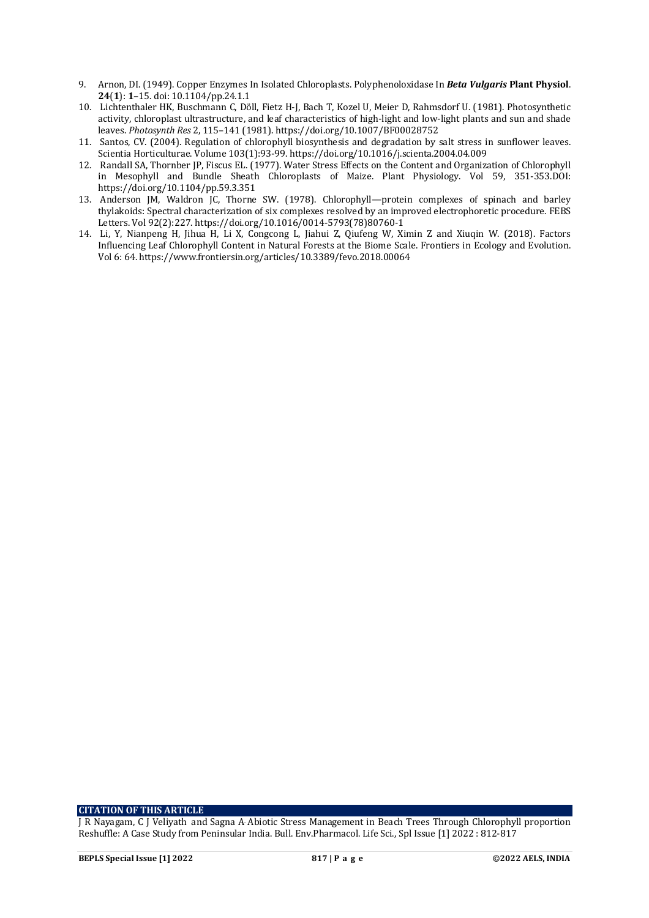9. Arnon, DI. (1949). Copper Enzymes In Isolated Chloroplasts. Polyphenoloxidase In ***Beta Vulgaris*** **Plant Physiol**. **24**(**1**): **1**–15. doi: 10.1104/pp.24.1.1
10. Lichtenthaler HK, Buschmann C, Döll, Fietz H-J, Bach T, Kozel U, Meier D, Rahmsdorf U. (1981). Photosynthetic activity, chloroplast ultrastructure, and leaf characteristics of high-light and low-light plants and sun and shade leaves. *Photosynth Res* 2, 115–141 (1981). https://doi.org/10.1007/BF00028752
11. Santos, CV. (2004). Regulation of chlorophyll biosynthesis and degradation by salt stress in sunflower leaves. Scientia Horticulturae. Volume 103(1):93-99. https://doi.org/10.1016/j.scienta.2004.04.009
12. Randall SA, Thornber JP, Fiscus EL. (1977). Water Stress Effects on the Content and Organization of Chlorophyll in Mesophyll and Bundle Sheath Chloroplasts of Maize. Plant Physiology. Vol 59, 351-353.DOI: https://doi.org/10.1104/pp.59.3.351
13. Anderson JM, Waldron JC, Thorne SW. (1978). Chlorophyll—protein complexes of spinach and barley thylakoids: Spectral characterization of six complexes resolved by an improved electrophoretic procedure. FEBS Letters. Vol 92(2):227. https://doi.org/10.1016/0014-5793(78)80760-1
14. Li, Y, Nianpeng H, Jihua H, Li X, Congcong L, Jiahui Z, Qiufeng W, Ximin Z and Xiuqin W. (2018). Factors Influencing Leaf Chlorophyll Content in Natural Forests at the Biome Scale. Frontiers in Ecology and Evolution. Vol 6: 64. https://www.frontiersin.org/articles/10.3389/fevo.2018.00064

**CITATION OF THIS ARTICLE**

J R Nayagam, C J Veliyath and Sagna A Abiotic Stress Management in Beach Trees Through Chlorophyll proportion Reshuffle: A Case Study from Peninsular India. Bull. Env.Pharmacol. Life Sci., Spl Issue [1] 2022 : 812-817